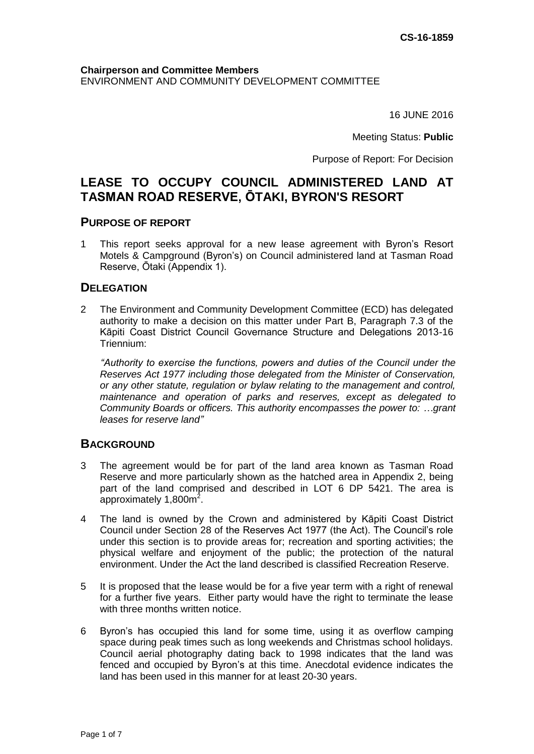CS-16-1859

**Chairperson and Committee Members**
ENVIRONMENT AND COMMUNITY DEVELOPMENT COMMITTEE

16 JUNE 2016

Meeting Status: **Public**

Purpose of Report: For Decision

# LEASE TO OCCUPY COUNCIL ADMINISTERED LAND AT TASMAN ROAD RESERVE, ŌTAKI, BYRON'S RESORT

## PURPOSE OF REPORT

1 This report seeks approval for a new lease agreement with Byron's Resort Motels & Campground (Byron's) on Council administered land at Tasman Road Reserve, Ōtaki (Appendix 1).

## DELEGATION

2 The Environment and Community Development Committee (ECD) has delegated authority to make a decision on this matter under Part B, Paragraph 7.3 of the Kāpiti Coast District Council Governance Structure and Delegations 2013-16 Triennium:

*"Authority to exercise the functions, powers and duties of the Council under the Reserves Act 1977 including those delegated from the Minister of Conservation, or any other statute, regulation or bylaw relating to the management and control, maintenance and operation of parks and reserves, except as delegated to Community Boards or officers. This authority encompasses the power to: …grant leases for reserve land"*

## BACKGROUND

3 The agreement would be for part of the land area known as Tasman Road Reserve and more particularly shown as the hatched area in Appendix 2, being part of the land comprised and described in LOT 6 DP 5421. The area is approximately 1,800m$^2$.

4 The land is owned by the Crown and administered by Kāpiti Coast District Council under Section 28 of the Reserves Act 1977 (the Act). The Council's role under this section is to provide areas for; recreation and sporting activities; the physical welfare and enjoyment of the public; the protection of the natural environment. Under the Act the land described is classified Recreation Reserve.

5 It is proposed that the lease would be for a five year term with a right of renewal for a further five years. Either party would have the right to terminate the lease with three months written notice.

6 Byron's has occupied this land for some time, using it as overflow camping space during peak times such as long weekends and Christmas school holidays. Council aerial photography dating back to 1998 indicates that the land was fenced and occupied by Byron's at this time. Anecdotal evidence indicates the land has been used in this manner for at least 20-30 years.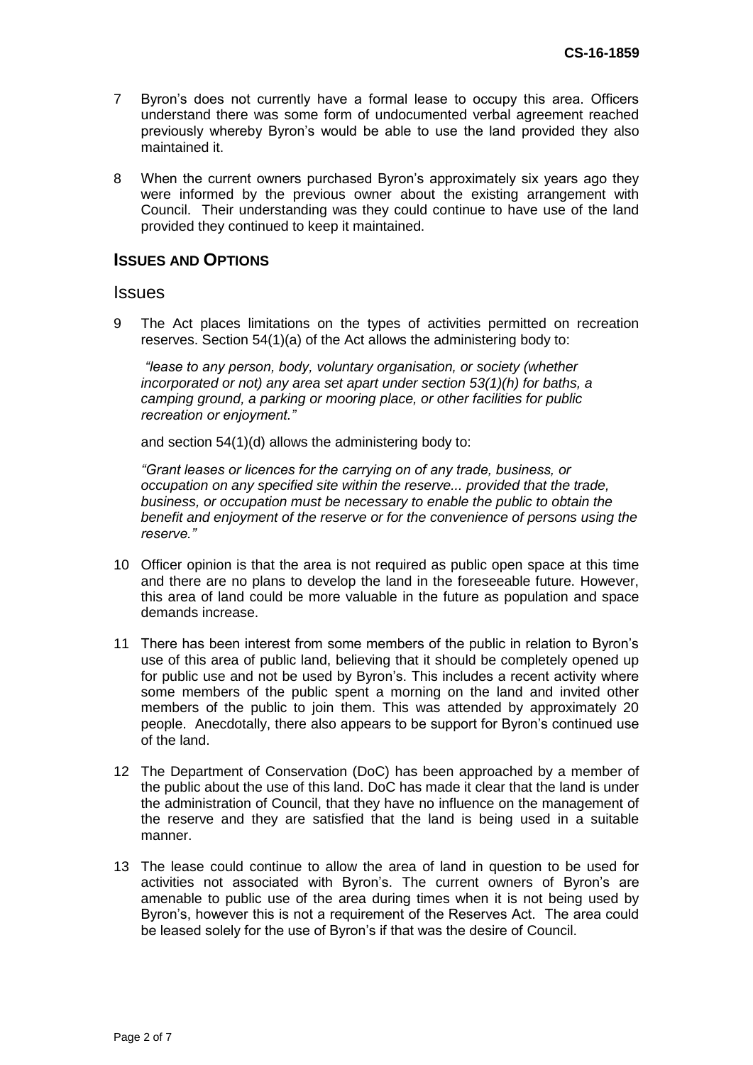7 Byron's does not currently have a formal lease to occupy this area. Officers understand there was some form of undocumented verbal agreement reached previously whereby Byron's would be able to use the land provided they also maintained it.

8 When the current owners purchased Byron's approximately six years ago they were informed by the previous owner about the existing arrangement with Council. Their understanding was they could continue to have use of the land provided they continued to keep it maintained.

## ISSUES AND OPTIONS

### Issues

9 The Act places limitations on the types of activities permitted on recreation reserves. Section 54(1)(a) of the Act allows the administering body to:

*"lease to any person, body, voluntary organisation, or society (whether incorporated or not) any area set apart under section 53(1)(h) for baths, a camping ground, a parking or mooring place, or other facilities for public recreation or enjoyment."*

and section 54(1)(d) allows the administering body to:

*"Grant leases or licences for the carrying on of any trade, business, or occupation on any specified site within the reserve... provided that the trade, business, or occupation must be necessary to enable the public to obtain the benefit and enjoyment of the reserve or for the convenience of persons using the reserve."*

10 Officer opinion is that the area is not required as public open space at this time and there are no plans to develop the land in the foreseeable future. However, this area of land could be more valuable in the future as population and space demands increase.

11 There has been interest from some members of the public in relation to Byron's use of this area of public land, believing that it should be completely opened up for public use and not be used by Byron's. This includes a recent activity where some members of the public spent a morning on the land and invited other members of the public to join them. This was attended by approximately 20 people. Anecdotally, there also appears to be support for Byron's continued use of the land.

12 The Department of Conservation (DoC) has been approached by a member of the public about the use of this land. DoC has made it clear that the land is under the administration of Council, that they have no influence on the management of the reserve and they are satisfied that the land is being used in a suitable manner.

13 The lease could continue to allow the area of land in question to be used for activities not associated with Byron's. The current owners of Byron's are amenable to public use of the area during times when it is not being used by Byron's, however this is not a requirement of the Reserves Act. The area could be leased solely for the use of Byron's if that was the desire of Council.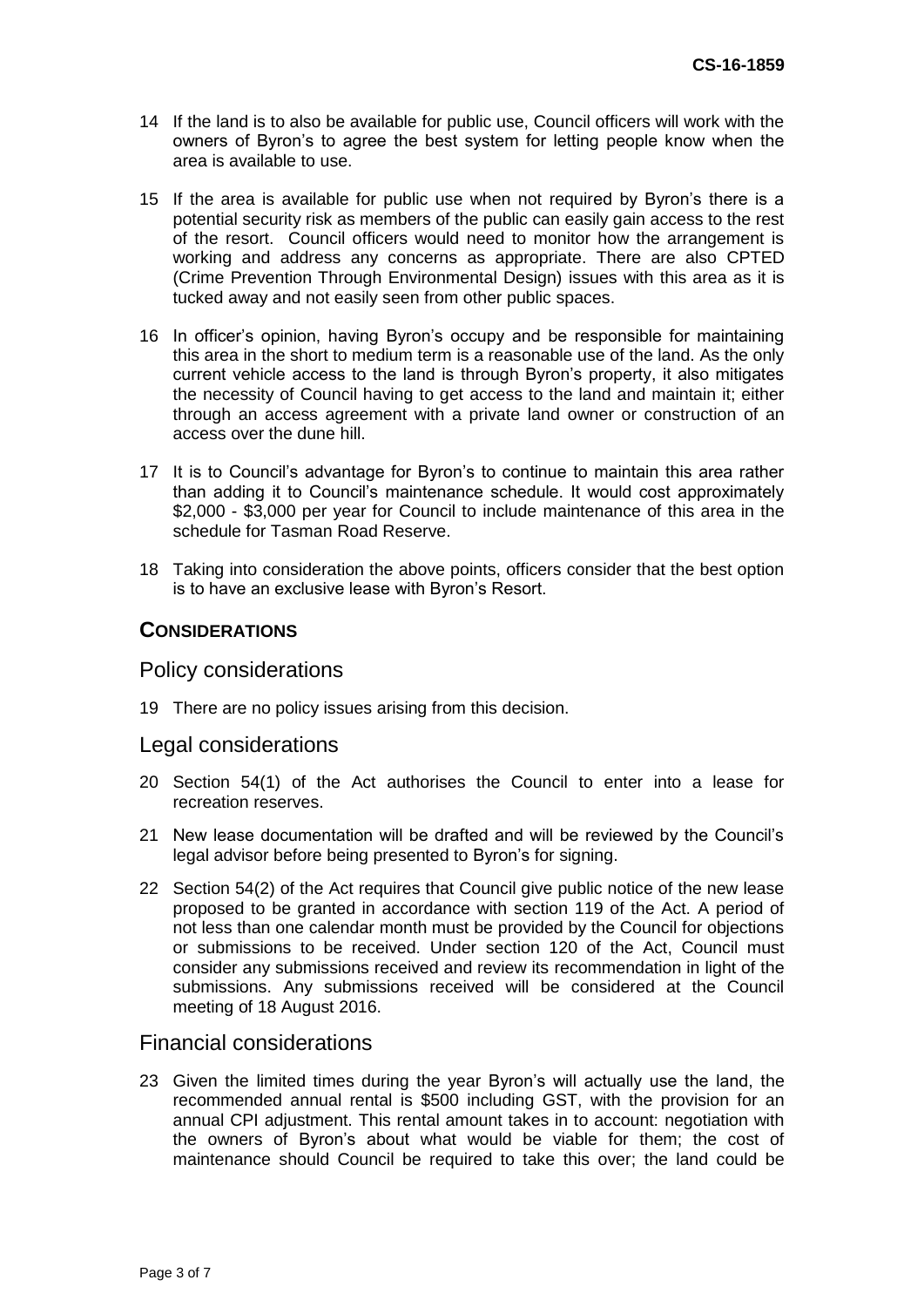14 If the land is to also be available for public use, Council officers will work with the owners of Byron's to agree the best system for letting people know when the area is available to use.

15 If the area is available for public use when not required by Byron's there is a potential security risk as members of the public can easily gain access to the rest of the resort. Council officers would need to monitor how the arrangement is working and address any concerns as appropriate. There are also CPTED (Crime Prevention Through Environmental Design) issues with this area as it is tucked away and not easily seen from other public spaces.

16 In officer's opinion, having Byron's occupy and be responsible for maintaining this area in the short to medium term is a reasonable use of the land. As the only current vehicle access to the land is through Byron's property, it also mitigates the necessity of Council having to get access to the land and maintain it; either through an access agreement with a private land owner or construction of an access over the dune hill.

17 It is to Council's advantage for Byron's to continue to maintain this area rather than adding it to Council's maintenance schedule. It would cost approximately \$2,000 - \$3,000 per year for Council to include maintenance of this area in the schedule for Tasman Road Reserve.

18 Taking into consideration the above points, officers consider that the best option is to have an exclusive lease with Byron's Resort.

## CONSIDERATIONS

### Policy considerations

19 There are no policy issues arising from this decision.

### Legal considerations

20 Section 54(1) of the Act authorises the Council to enter into a lease for recreation reserves.

21 New lease documentation will be drafted and will be reviewed by the Council's legal advisor before being presented to Byron's for signing.

22 Section 54(2) of the Act requires that Council give public notice of the new lease proposed to be granted in accordance with section 119 of the Act. A period of not less than one calendar month must be provided by the Council for objections or submissions to be received. Under section 120 of the Act, Council must consider any submissions received and review its recommendation in light of the submissions. Any submissions received will be considered at the Council meeting of 18 August 2016.

### Financial considerations

23 Given the limited times during the year Byron's will actually use the land, the recommended annual rental is \$500 including GST, with the provision for an annual CPI adjustment. This rental amount takes in to account: negotiation with the owners of Byron's about what would be viable for them; the cost of maintenance should Council be required to take this over; the land could be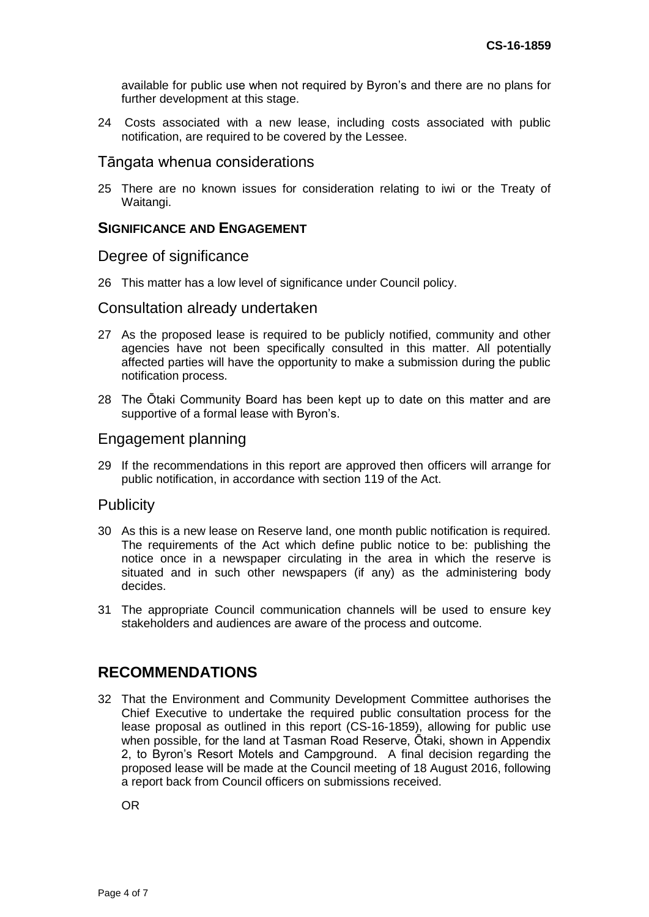available for public use when not required by Byron's and there are no plans for further development at this stage.

24 Costs associated with a new lease, including costs associated with public notification, are required to be covered by the Lessee.

## Tāngata whenua considerations

25 There are no known issues for consideration relating to iwi or the Treaty of Waitangi.

### SIGNIFICANCE AND ENGAGEMENT

## Degree of significance

26 This matter has a low level of significance under Council policy.

## Consultation already undertaken

27 As the proposed lease is required to be publicly notified, community and other agencies have not been specifically consulted in this matter. All potentially affected parties will have the opportunity to make a submission during the public notification process.

28 The Ōtaki Community Board has been kept up to date on this matter and are supportive of a formal lease with Byron's.

## Engagement planning

29 If the recommendations in this report are approved then officers will arrange for public notification, in accordance with section 119 of the Act.

## Publicity

30 As this is a new lease on Reserve land, one month public notification is required. The requirements of the Act which define public notice to be: publishing the notice once in a newspaper circulating in the area in which the reserve is situated and in such other newspapers (if any) as the administering body decides.

31 The appropriate Council communication channels will be used to ensure key stakeholders and audiences are aware of the process and outcome.

# RECOMMENDATIONS

32 That the Environment and Community Development Committee authorises the Chief Executive to undertake the required public consultation process for the lease proposal as outlined in this report (CS-16-1859), allowing for public use when possible, for the land at Tasman Road Reserve, Ōtaki, shown in Appendix 2, to Byron's Resort Motels and Campground. A final decision regarding the proposed lease will be made at the Council meeting of 18 August 2016, following a report back from Council officers on submissions received.

OR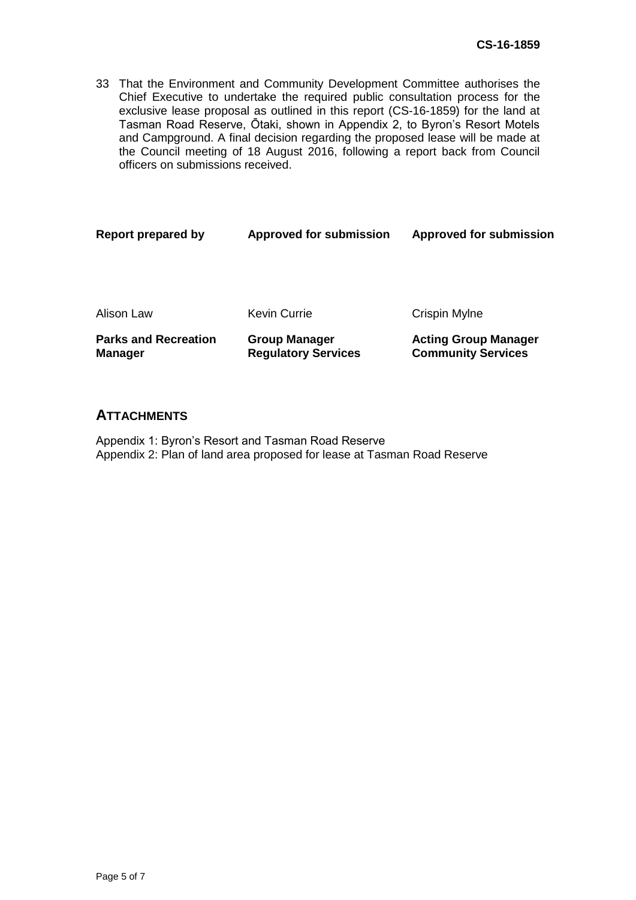33 That the Environment and Community Development Committee authorises the Chief Executive to undertake the required public consultation process for the exclusive lease proposal as outlined in this report (CS-16-1859) for the land at Tasman Road Reserve, Ōtaki, shown in Appendix 2, to Byron's Resort Motels and Campground. A final decision regarding the proposed lease will be made at the Council meeting of 18 August 2016, following a report back from Council officers on submissions received.

| Report prepared by | Approved for submission | Approved for submission |
|---|---|---|
| Alison Law | Kevin Currie | Crispin Mylne |
| **Parks and Recreation Manager** | **Group Manager Regulatory Services** | **Acting Group Manager Community Services** |

## ATTACHMENTS

Appendix 1: Byron's Resort and Tasman Road Reserve
Appendix 2: Plan of land area proposed for lease at Tasman Road Reserve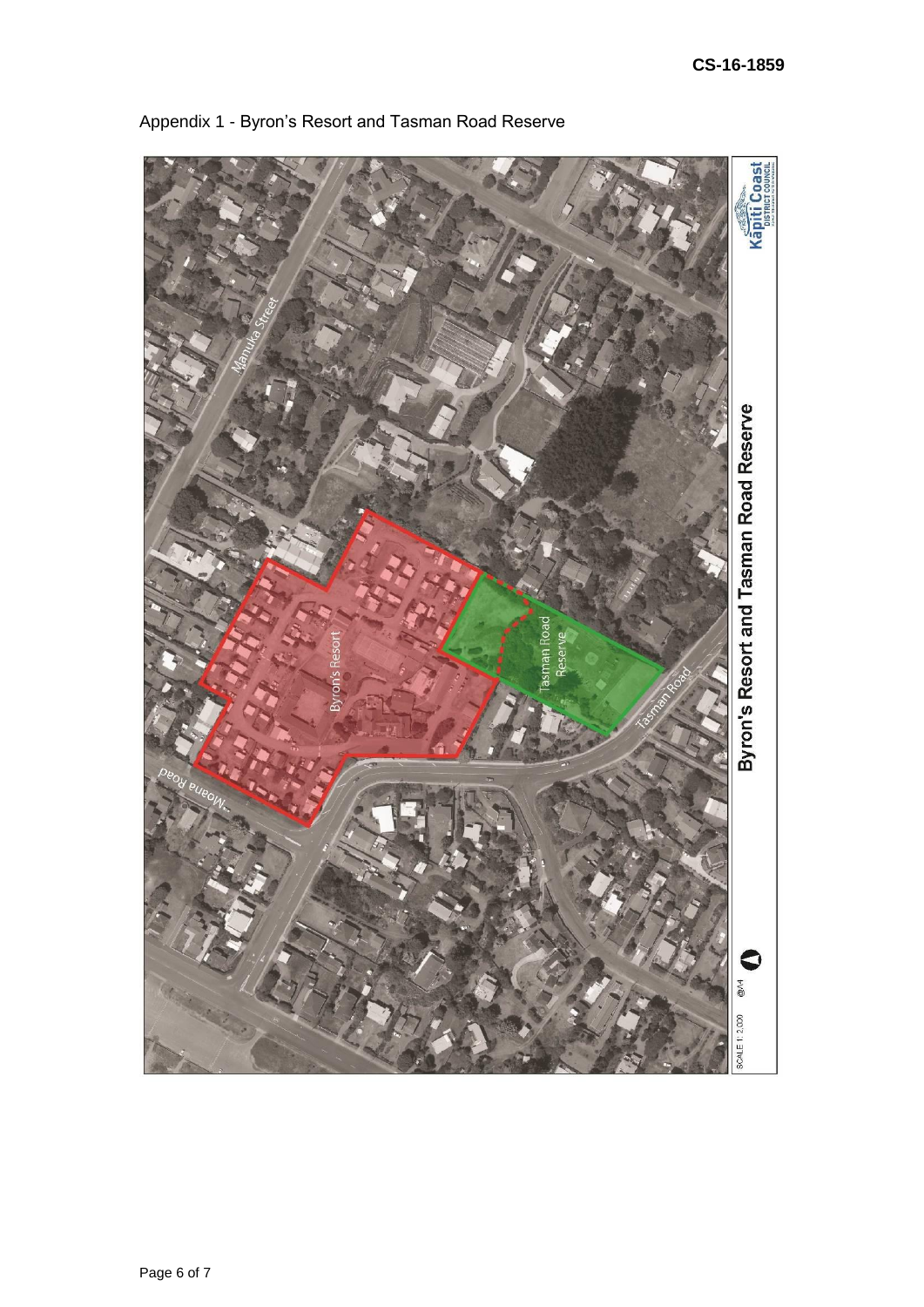CS-16-1859

Appendix 1 - Byron's Resort and Tasman Road Reserve

Byron's Resort and Tasman Road Reserve

Manuka Street

Byron's Resort

Tasman Road Reserve

Tasman Road

Moana Road

SCALE 1: 2,000 @A4

Kapiti Coast DISTRICT COUNCIL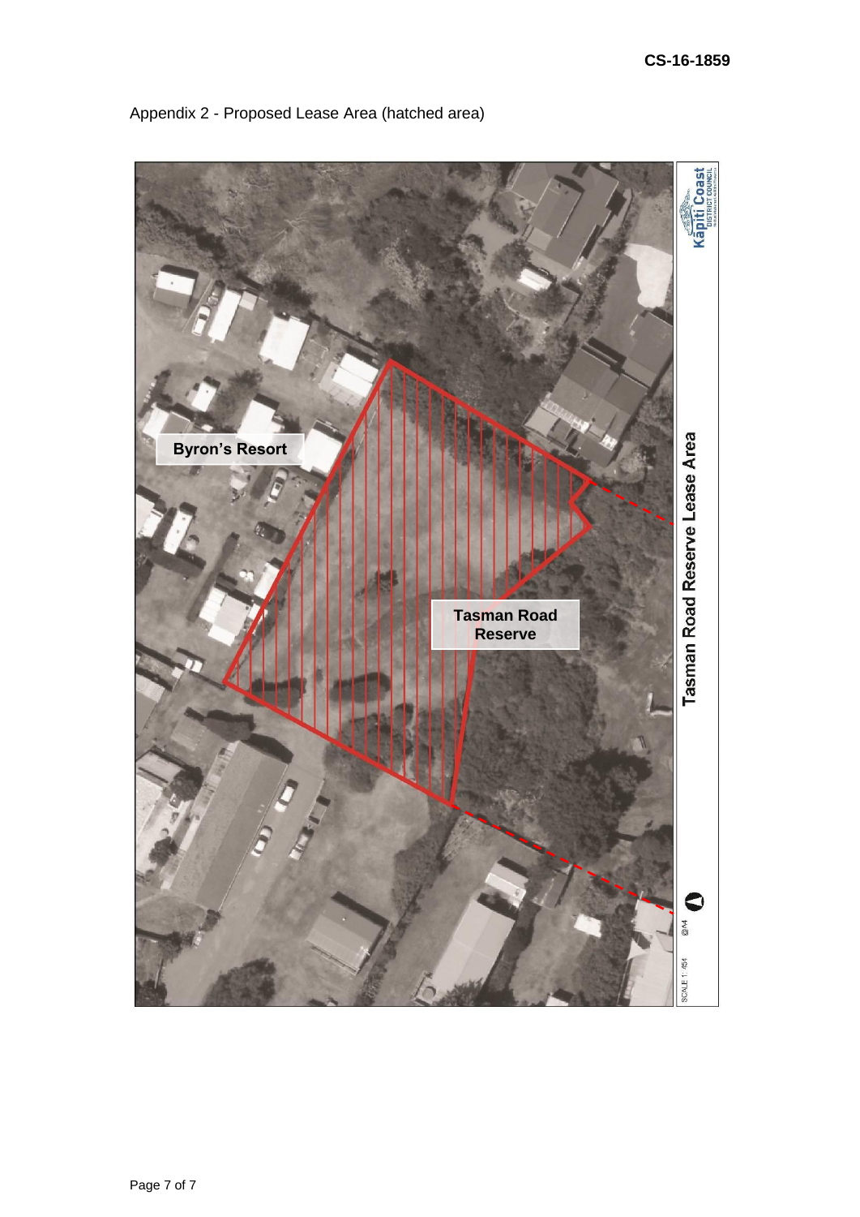Appendix 2 - Proposed Lease Area (hatched area)

Byron's Resort

Tasman Road Reserve

Tasman Road Reserve Lease Area

Kāpiti Coast DISTRICT COUNCIL

SCALE 1:451 @A4